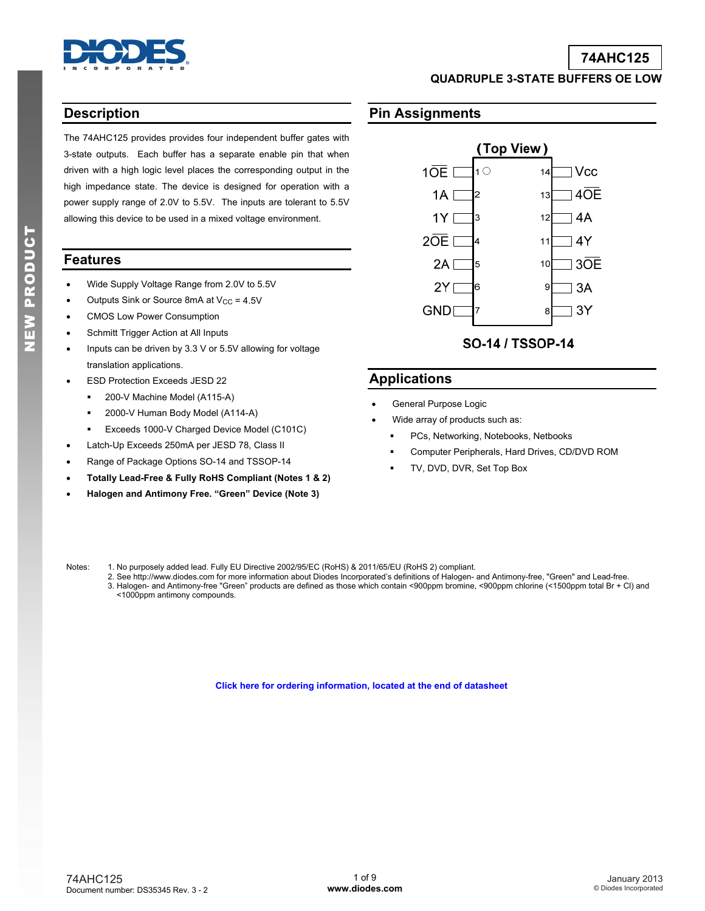# 74AHC125

## QUADRUPLE 3-STATE BUFFERS OE LOW

## Description

The 74AHC125 provides provides four independent buffer gates with 3-state outputs. Each buffer has a separate enable pin that when driven with a high logic level places the corresponding output in the high impedance state. The device is designed for operation with a power supply range of 2.0V to 5.5V. The inputs are tolerant to 5.5V allowing this device to be used in a mixed voltage environment.

## Pin Assignments

(Top View)

| Pin | Name | Pin | Name |
|---|---|---|---|
| 1 | $1\overline{OE}$ | 14 | Vcc |
| 2 | 1A | 13 | $4\overline{OE}$ |
| 3 | 1Y | 12 | 4A |
| 4 | $2\overline{OE}$ | 11 | 4Y |
| 5 | 2A | 10 | $3\overline{OE}$ |
| 6 | 2Y | 9 | 3A |
| 7 | GND | 8 | 3Y |

**SO-14 / TSSOP-14**

## Features

- Wide Supply Voltage Range from 2.0V to 5.5V
- Outputs Sink or Source 8mA at $V_{CC}$ = 4.5V
- CMOS Low Power Consumption
- Schmitt Trigger Action at All Inputs
- Inputs can be driven by 3.3 V or 5.5V allowing for voltage translation applications.
- ESD Protection Exceeds JESD 22
  - 200-V Machine Model (A115-A)
  - 2000-V Human Body Model (A114-A)
  - Exceeds 1000-V Charged Device Model (C101C)
- Latch-Up Exceeds 250mA per JESD 78, Class II
- Range of Package Options SO-14 and TSSOP-14
- **Totally Lead-Free & Fully RoHS Compliant (Notes 1 & 2)**
- **Halogen and Antimony Free. "Green" Device (Note 3)**

## Applications

- General Purpose Logic
- Wide array of products such as:
  - PCs, Networking, Notebooks, Netbooks
  - Computer Peripherals, Hard Drives, CD/DVD ROM
  - TV, DVD, DVR, Set Top Box

Notes:
1. No purposely added lead. Fully EU Directive 2002/95/EC (RoHS) & 2011/65/EU (RoHS 2) compliant.
2. See http://www.diodes.com for more information about Diodes Incorporated's definitions of Halogen- and Antimony-free, "Green" and Lead-free.
3. Halogen- and Antimony-free "Green" products are defined as those which contain <900ppm bromine, <900ppm chlorine (<1500ppm total Br + Cl) and <1000ppm antimony compounds.

**Click here for ordering information, located at the end of datasheet**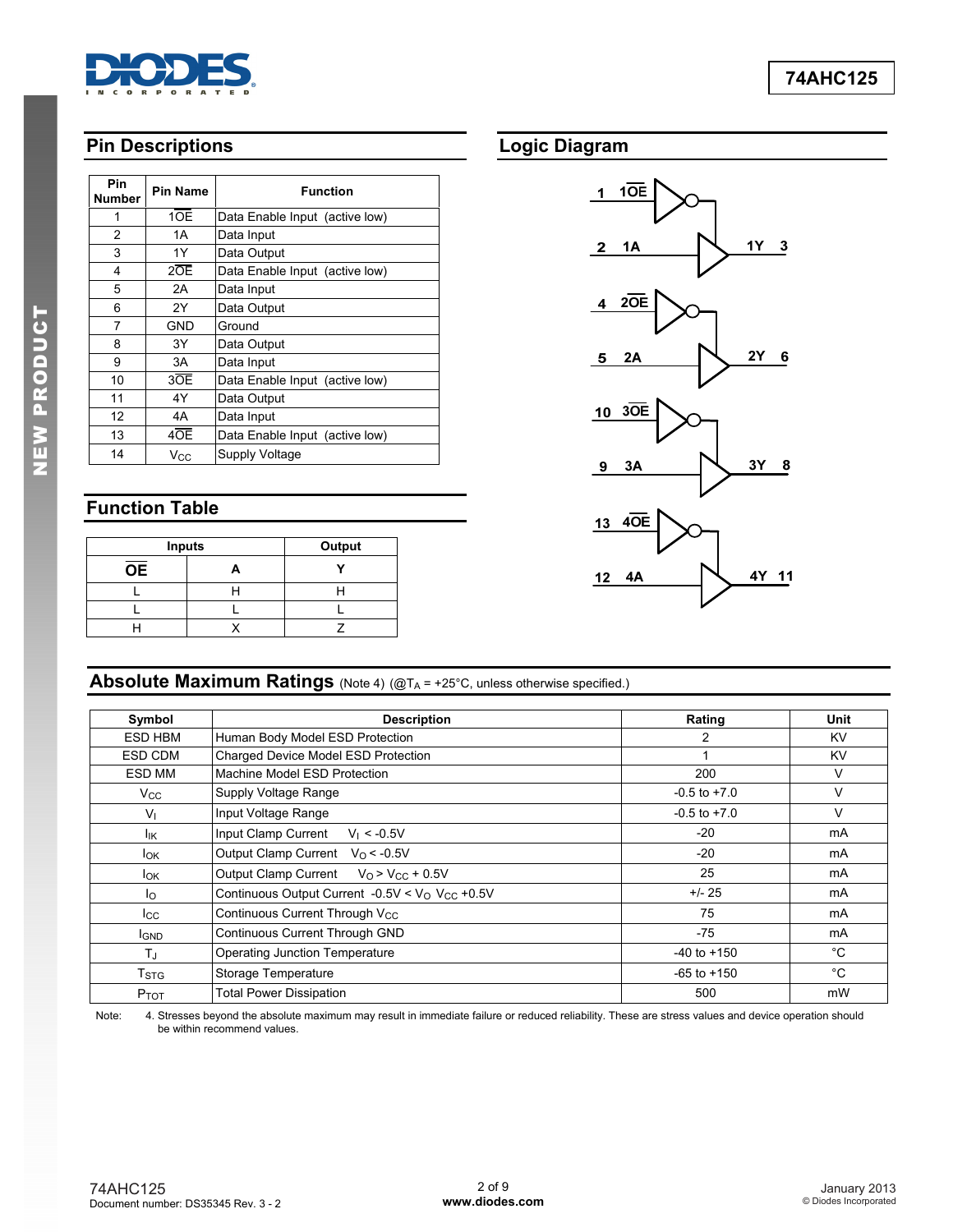## Pin Descriptions

| Pin Number | Pin Name | Function |
|---|---|---|
| 1 | 1$\overline{OE}$ | Data Enable Input (active low) |
| 2 | 1A | Data Input |
| 3 | 1Y | Data Output |
| 4 | 2$\overline{OE}$ | Data Enable Input (active low) |
| 5 | 2A | Data Input |
| 6 | 2Y | Data Output |
| 7 | GND | Ground |
| 8 | 3Y | Data Output |
| 9 | 3A | Data Input |
| 10 | 3$\overline{OE}$ | Data Enable Input (active low) |
| 11 | 4Y | Data Output |
| 12 | 4A | Data Input |
| 13 | 4$\overline{OE}$ | Data Enable Input (active low) |
| 14 | $V_{CC}$ | Supply Voltage |

## Logic Diagram

1 1$\overline{OE}$, 2 1A, 1Y 3

4 2$\overline{OE}$, 5 2A, 2Y 6

10 3$\overline{OE}$, 9 3A, 3Y 8

13 4$\overline{OE}$, 12 4A, 4Y 11

## Function Table

| Inputs | | Output |
|---|---|---|
| $\overline{OE}$ | A | Y |
| L | H | H |
| L | L | L |
| H | X | Z |

## Absolute Maximum Ratings (Note 4) (@$T_A$ = +25°C, unless otherwise specified.)

| Symbol | Description | Rating | Unit |
|---|---|---|---|
| ESD HBM | Human Body Model ESD Protection | 2 | KV |
| ESD CDM | Charged Device Model ESD Protection | 1 | KV |
| ESD MM | Machine Model ESD Protection | 200 | V |
| $V_{CC}$ | Supply Voltage Range | -0.5 to +7.0 | V |
| $V_I$ | Input Voltage Range | -0.5 to +7.0 | V |
| $I_{IK}$ | Input Clamp Current $V_I$ < -0.5V | -20 | mA |
| $I_{OK}$ | Output Clamp Current $V_O$ < -0.5V | -20 | mA |
| $I_{OK}$ | Output Clamp Current $V_O$ > $V_{CC}$ + 0.5V | 25 | mA |
| $I_O$ | Continuous Output Current -0.5V < $V_O$ $V_{CC}$ +0.5V | +/- 25 | mA |
| $I_{CC}$ | Continuous Current Through $V_{CC}$ | 75 | mA |
| $I_{GND}$ | Continuous Current Through GND | -75 | mA |
| $T_J$ | Operating Junction Temperature | -40 to +150 | °C |
| $T_{STG}$ | Storage Temperature | -65 to +150 | °C |
| $P_{TOT}$ | Total Power Dissipation | 500 | mW |

Note: 4. Stresses beyond the absolute maximum may result in immediate failure or reduced reliability. These are stress values and device operation should be within recommend values.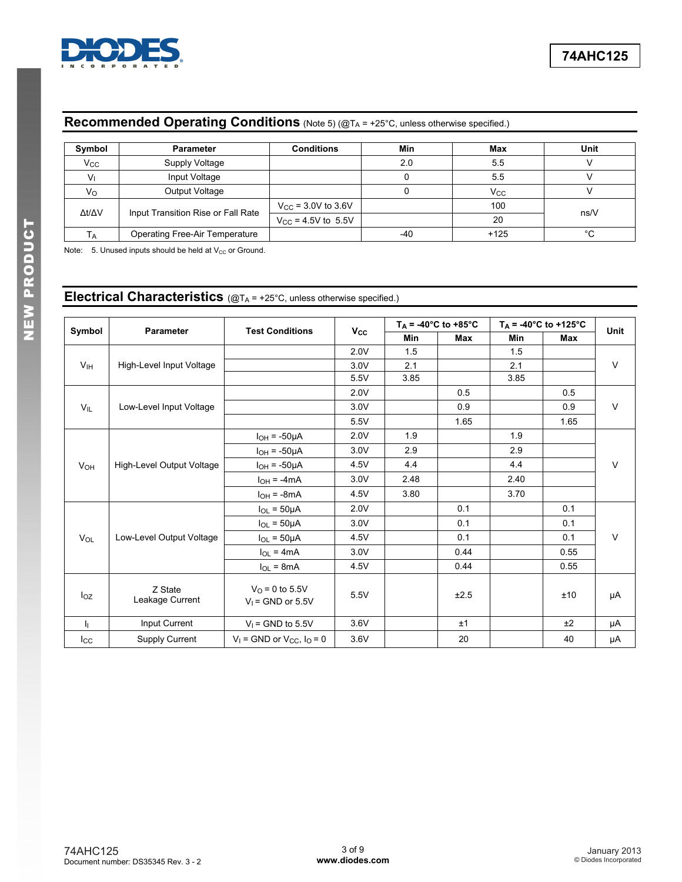## Recommended Operating Conditions (Note 5) (@$T_A$ = +25°C, unless otherwise specified.)

| Symbol | Parameter | Conditions | Min | Max | Unit |
|---|---|---|---|---|---|
| $V_{CC}$ | Supply Voltage | | 2.0 | 5.5 | V |
| $V_I$ | Input Voltage | | 0 | 5.5 | V |
| $V_O$ | Output Voltage | | 0 | $V_{CC}$ | V |
| Δt/ΔV | Input Transition Rise or Fall Rate | $V_{CC}$ = 3.0V to 3.6V | | 100 | ns/V |
| | | $V_{CC}$ = 4.5V to 5.5V | | 20 | |
| $T_A$ | Operating Free-Air Temperature | | -40 | +125 | °C |

Note: 5. Unused inputs should be held at $V_{CC}$ or Ground.

## Electrical Characteristics (@$T_A$ = +25°C, unless otherwise specified.)

| Symbol | Parameter | Test Conditions | $V_{CC}$ | $T_A$ = -40°C to +85°C | | $T_A$ = -40°C to +125°C | | Unit |
|---|---|---|---|---|---|---|---|---|
| | | | | Min | Max | Min | Max | |
| $V_{IH}$ | High-Level Input Voltage | | 2.0V | 1.5 | | 1.5 | | V |
| | | | 3.0V | 2.1 | | 2.1 | | |
| | | | 5.5V | 3.85 | | 3.85 | | |
| $V_{IL}$ | Low-Level Input Voltage | | 2.0V | | 0.5 | | 0.5 | V |
| | | | 3.0V | | 0.9 | | 0.9 | |
| | | | 5.5V | | 1.65 | | 1.65 | |
| $V_{OH}$ | High-Level Output Voltage | $I_{OH}$ = -50μA | 2.0V | 1.9 | | 1.9 | | V |
| | | $I_{OH}$ = -50μA | 3.0V | 2.9 | | 2.9 | | |
| | | $I_{OH}$ = -50μA | 4.5V | 4.4 | | 4.4 | | |
| | | $I_{OH}$ = -4mA | 3.0V | 2.48 | | 2.40 | | |
| | | $I_{OH}$ = -8mA | 4.5V | 3.80 | | 3.70 | | |
| $V_{OL}$ | Low-Level Output Voltage | $I_{OL}$ = 50μA | 2.0V | | 0.1 | | 0.1 | V |
| | | $I_{OL}$ = 50μA | 3.0V | | 0.1 | | 0.1 | |
| | | $I_{OL}$ = 50μA | 4.5V | | 0.1 | | 0.1 | |
| | | $I_{OL}$ = 4mA | 3.0V | | 0.44 | | 0.55 | |
| | | $I_{OL}$ = 8mA | 4.5V | | 0.44 | | 0.55 | |
| $I_{OZ}$ | Z State Leakage Current | $V_O$ = 0 to 5.5V, $V_I$ = GND or 5.5V | 5.5V | | ±2.5 | | ±10 | μA |
| $I_I$ | Input Current | $V_I$ = GND to 5.5V | 3.6V | | ±1 | | ±2 | μA |
| $I_{CC}$ | Supply Current | $V_I$ = GND or $V_{CC}$, $I_O$ = 0 | 3.6V | | 20 | | 40 | μA |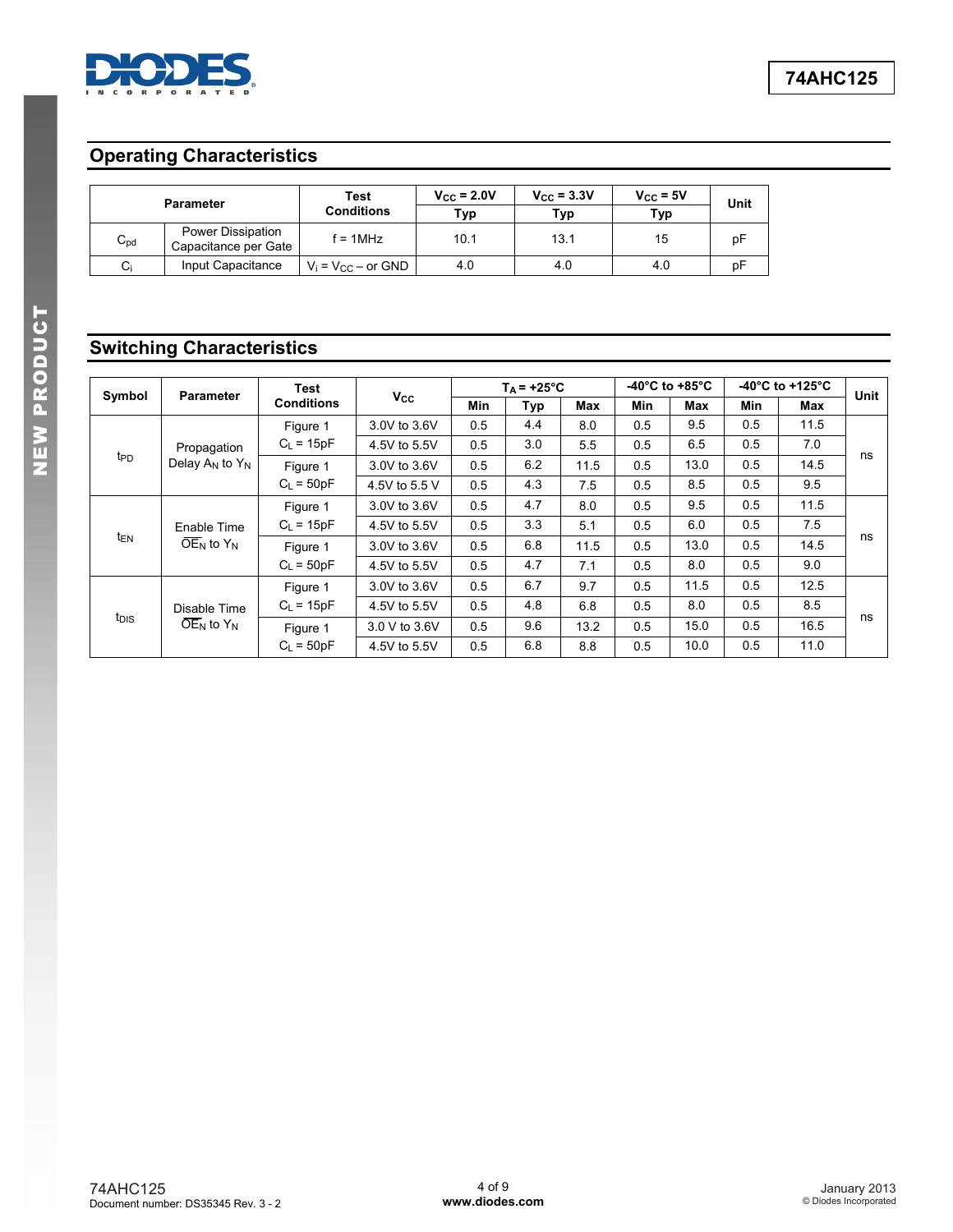## Operating Characteristics

| Parameter | | Test Conditions | $V_{CC}$ = 2.0V | $V_{CC}$ = 3.3V | $V_{CC}$ = 5V | Unit |
|---|---|---|---|---|---|---|
| | | | Typ | Typ | Typ | |
| $C_{pd}$ | Power Dissipation Capacitance per Gate | f = 1MHz | 10.1 | 13.1 | 15 | pF |
| $C_i$ | Input Capacitance | $V_i = V_{CC}$ – or GND | 4.0 | 4.0 | 4.0 | pF |

## Switching Characteristics

| Symbol | Parameter | Test Conditions | $V_{CC}$ | $T_A$ = +25°C | | | -40°C to +85°C | | -40°C to +125°C | | Unit |
|---|---|---|---|---|---|---|---|---|---|---|---|
| | | | | Min | Typ | Max | Min | Max | Min | Max | |
| $t_{PD}$ | Propagation Delay $A_N$ to $Y_N$ | Figure 1 $C_L$ = 15pF | 3.0V to 3.6V | 0.5 | 4.4 | 8.0 | 0.5 | 9.5 | 0.5 | 11.5 | ns |
| | | | 4.5V to 5.5V | 0.5 | 3.0 | 5.5 | 0.5 | 6.5 | 0.5 | 7.0 | |
| | | Figure 1 $C_L$ = 50pF | 3.0V to 3.6V | 0.5 | 6.2 | 11.5 | 0.5 | 13.0 | 0.5 | 14.5 | |
| | | | 4.5V to 5.5 V | 0.5 | 4.3 | 7.5 | 0.5 | 8.5 | 0.5 | 9.5 | |
| $t_{EN}$ | Enable Time $\overline{OE}_N$ to $Y_N$ | Figure 1 $C_L$ = 15pF | 3.0V to 3.6V | 0.5 | 4.7 | 8.0 | 0.5 | 9.5 | 0.5 | 11.5 | ns |
| | | | 4.5V to 5.5V | 0.5 | 3.3 | 5.1 | 0.5 | 6.0 | 0.5 | 7.5 | |
| | | Figure 1 $C_L$ = 50pF | 3.0V to 3.6V | 0.5 | 6.8 | 11.5 | 0.5 | 13.0 | 0.5 | 14.5 | |
| | | | 4.5V to 5.5V | 0.5 | 4.7 | 7.1 | 0.5 | 8.0 | 0.5 | 9.0 | |
| $t_{DIS}$ | Disable Time $\overline{OE}_N$ to $Y_N$ | Figure 1 $C_L$ = 15pF | 3.0V to 3.6V | 0.5 | 6.7 | 9.7 | 0.5 | 11.5 | 0.5 | 12.5 | ns |
| | | | 4.5V to 5.5V | 0.5 | 4.8 | 6.8 | 0.5 | 8.0 | 0.5 | 8.5 | |
| | | Figure 1 $C_L$ = 50pF | 3.0 V to 3.6V | 0.5 | 9.6 | 13.2 | 0.5 | 15.0 | 0.5 | 16.5 | |
| | | | 4.5V to 5.5V | 0.5 | 6.8 | 8.8 | 0.5 | 10.0 | 0.5 | 11.0 | |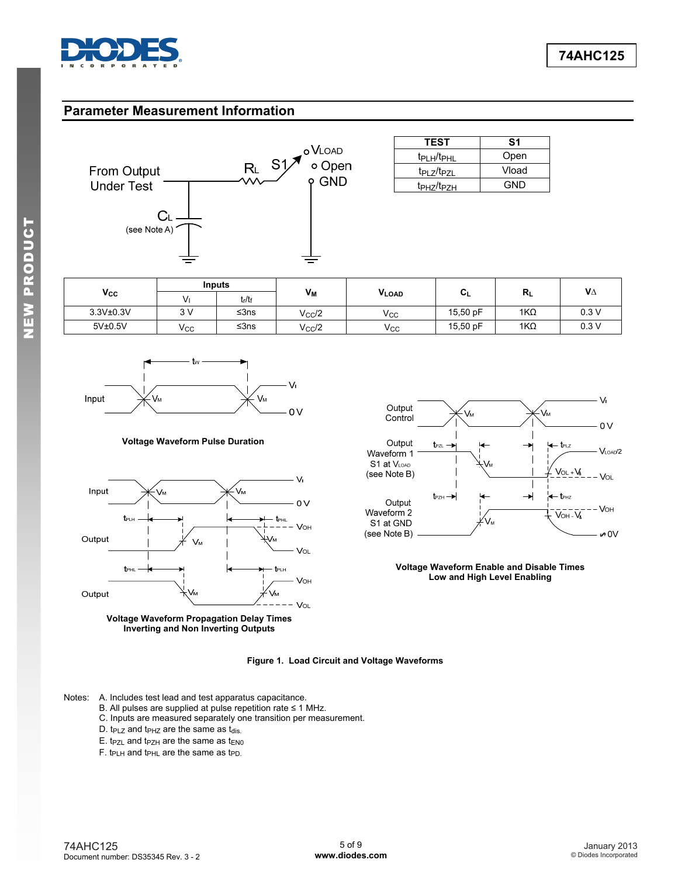## Parameter Measurement Information

| TEST | S1 |
|---|---|
| $t_{PLH}/t_{PHL}$ | Open |
| $t_{PLZ}/t_{PZL}$ | Vload |
| $t_{PHZ}/t_{PZH}$ | GND |

| $V_{CC}$ | Inputs | | $V_M$ | $V_{LOAD}$ | $C_L$ | $R_L$ | $V_\Delta$ |
|---|---|---|---|---|---|---|---|
| | $V_I$ | $t_r/t_f$ | | | | | |
| 3.3V±0.3V | 3 V | ≤3ns | $V_{CC}/2$ | $V_{CC}$ | 15,50 pF | 1KΩ | 0.3 V |
| 5V±0.5V | $V_{CC}$ | ≤3ns | $V_{CC}/2$ | $V_{CC}$ | 15,50 pF | 1KΩ | 0.3 V |

Voltage Waveform Pulse Duration

Voltage Waveform Propagation Delay Times Inverting and Non Inverting Outputs

Voltage Waveform Enable and Disable Times Low and High Level Enabling

**Figure 1. Load Circuit and Voltage Waveforms**

Notes:
- A. Includes test lead and test apparatus capacitance.
- B. All pulses are supplied at pulse repetition rate ≤ 1 MHz.
- C. Inputs are measured separately one transition per measurement.
- D. $t_{PLZ}$ and $t_{PHZ}$ are the same as $t_{dis}$.
- E. $t_{PZL}$ and $t_{PZH}$ are the same as $t_{EN0}$
- F. $t_{PLH}$ and $t_{PHL}$ are the same as $t_{PD}$.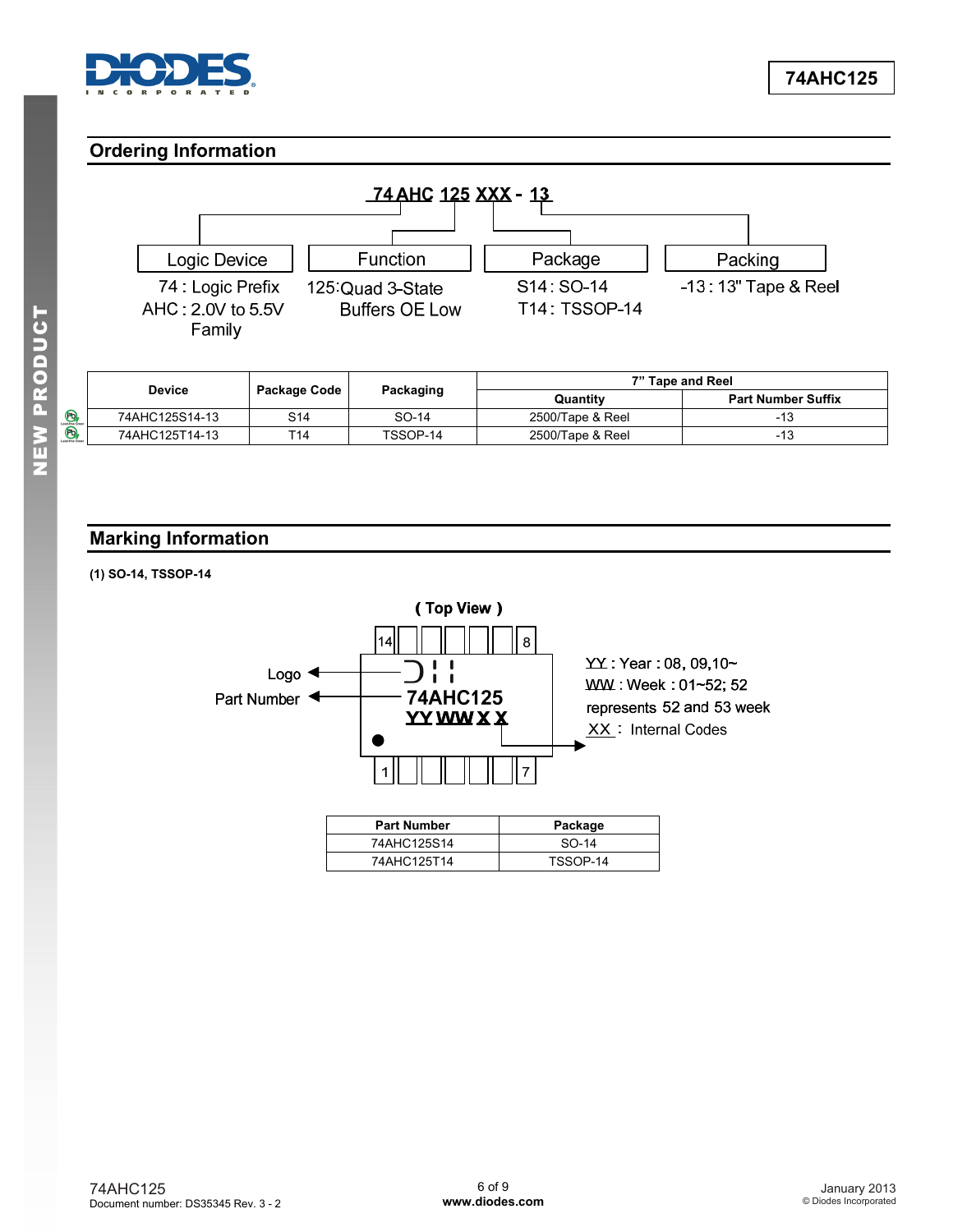## Ordering Information

**74 AHC 125 XXX - 13**

| Logic Device | Function | Package | Packing |
|---|---|---|---|
| 74 : Logic Prefix<br>AHC : 2.0V to 5.5V Family | 125:Quad 3-State Buffers OE Low | S14 : SO-14<br>T14 : TSSOP-14 | -13 : 13" Tape & Reel |

| Device | Package Code | Packaging | 7" Tape and Reel | |
|---|---|---|---|---|
| | | | Quantity | Part Number Suffix |
| 74AHC125S14-13 | S14 | SO-14 | 2500/Tape & Reel | -13 |
| 74AHC125T14-13 | T14 | TSSOP-14 | 2500/Tape & Reel | -13 |

## Marking Information

**(1) SO-14, TSSOP-14**

( Top View )

Logo

Part Number

74AHC125
YY WW X X

YY : Year : 08, 09,10~
WW : Week : 01~52; 52 represents 52 and 53 week
XX : Internal Codes

| Part Number | Package |
|---|---|
| 74AHC125S14 | SO-14 |
| 74AHC125T14 | TSSOP-14 |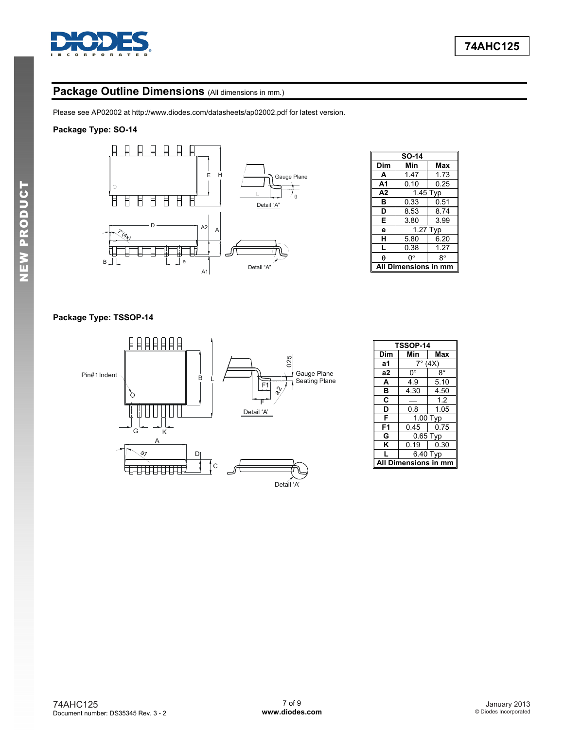## Package Outline Dimensions (All dimensions in mm.)

Please see AP02002 at http://www.diodes.com/datasheets/ap02002.pdf for latest version.

### Package Type: SO-14

| SO-14 | | |
|---|---|---|
| **Dim** | **Min** | **Max** |
| **A** | 1.47 | 1.73 |
| **A1** | 0.10 | 0.25 |
| **A2** | 1.45 Typ | |
| **B** | 0.33 | 0.51 |
| **D** | 8.53 | 8.74 |
| **E** | 3.80 | 3.99 |
| **e** | 1.27 Typ | |
| **H** | 5.80 | 6.20 |
| **L** | 0.38 | 1.27 |
| **θ** | 0° | 8° |
| **All Dimensions in mm** | | |

### Package Type: TSSOP-14

| TSSOP-14 | | |
|---|---|---|
| **Dim** | **Min** | **Max** |
| **a1** | 7° (4X) | |
| **a2** | 0° | 8° |
| **A** | 4.9 | 5.10 |
| **B** | 4.30 | 4.50 |
| **C** | — | 1.2 |
| **D** | 0.8 | 1.05 |
| **F** | 1.00 Typ | |
| **F1** | 0.45 | 0.75 |
| **G** | 0.65 Typ | |
| **K** | 0.19 | 0.30 |
| **L** | 6.40 Typ | |
| **All Dimensions in mm** | | |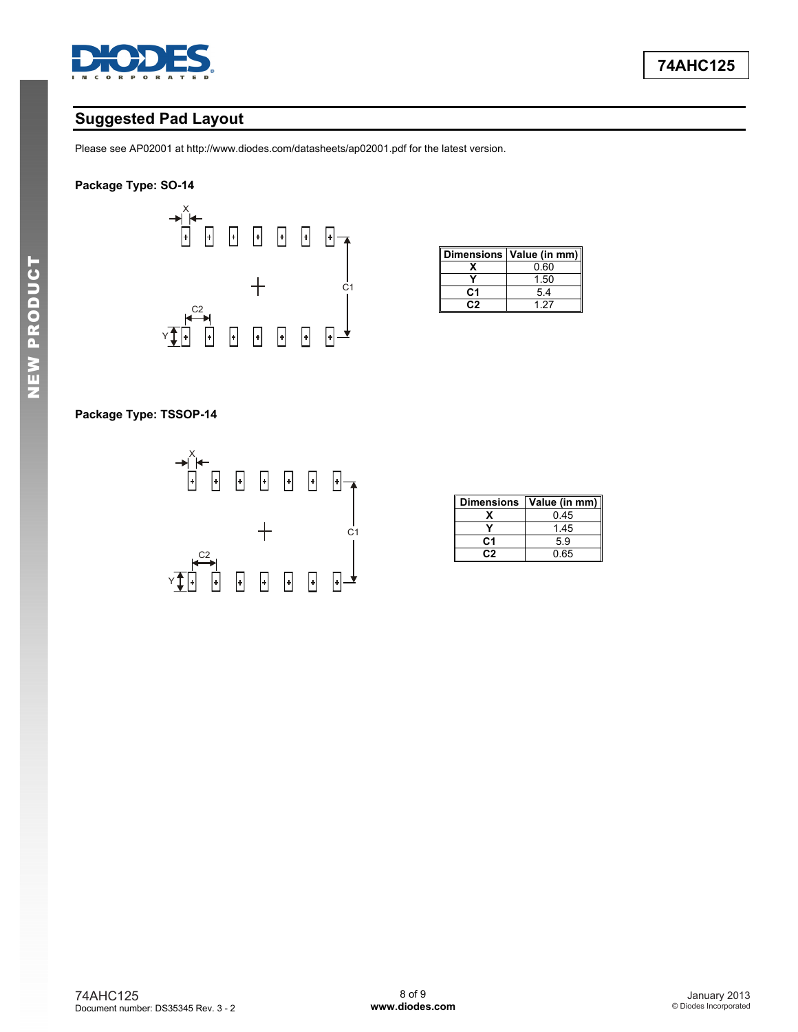## Suggested Pad Layout

Please see AP02001 at http://www.diodes.com/datasheets/ap02001.pdf for the latest version.

**Package Type: SO-14**

| Dimensions | Value (in mm) |
|---|---|
| X | 0.60 |
| Y | 1.50 |
| C1 | 5.4 |
| C2 | 1.27 |

**Package Type: TSSOP-14**

| Dimensions | Value (in mm) |
|---|---|
| X | 0.45 |
| Y | 1.45 |
| C1 | 5.9 |
| C2 | 0.65 |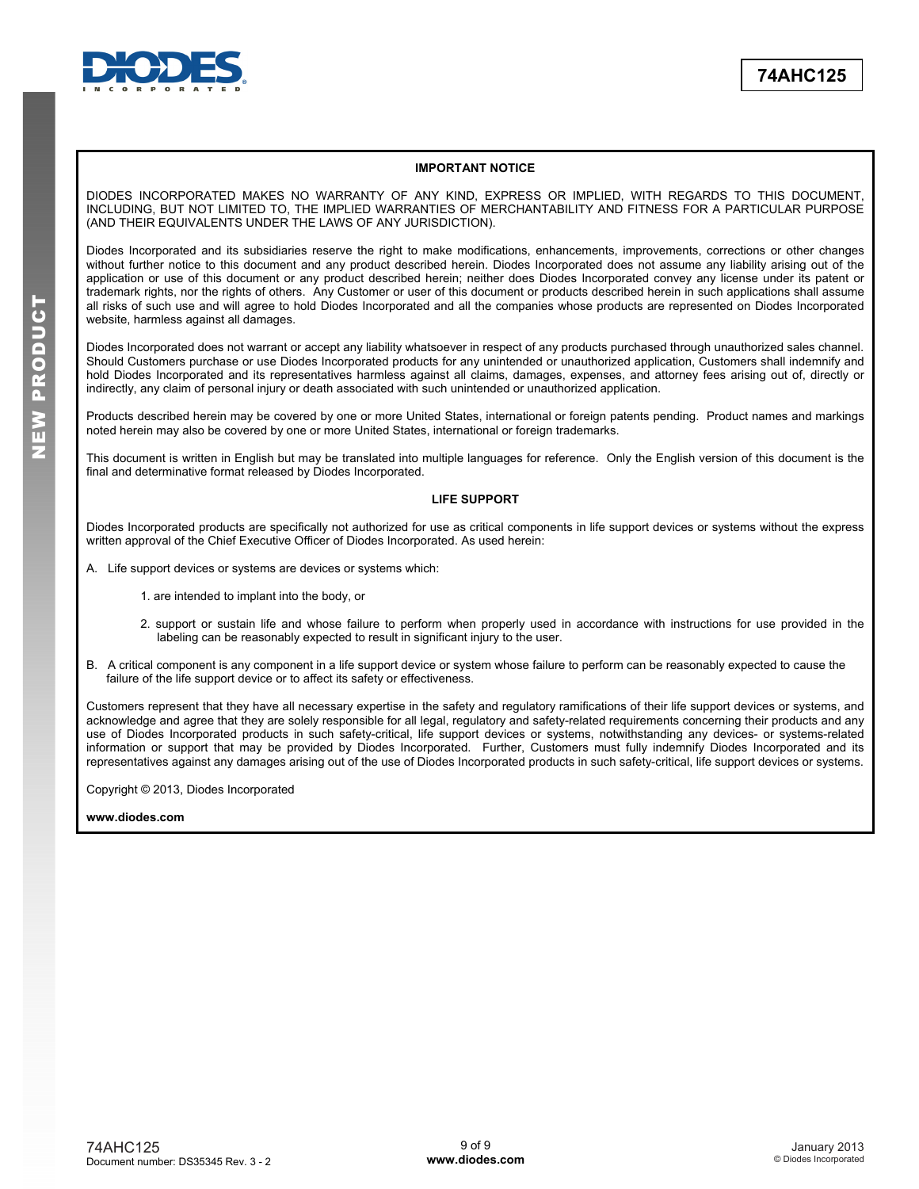## IMPORTANT NOTICE

DIODES INCORPORATED MAKES NO WARRANTY OF ANY KIND, EXPRESS OR IMPLIED, WITH REGARDS TO THIS DOCUMENT, INCLUDING, BUT NOT LIMITED TO, THE IMPLIED WARRANTIES OF MERCHANTABILITY AND FITNESS FOR A PARTICULAR PURPOSE (AND THEIR EQUIVALENTS UNDER THE LAWS OF ANY JURISDICTION).

Diodes Incorporated and its subsidiaries reserve the right to make modifications, enhancements, improvements, corrections or other changes without further notice to this document and any product described herein. Diodes Incorporated does not assume any liability arising out of the application or use of this document or any product described herein; neither does Diodes Incorporated convey any license under its patent or trademark rights, nor the rights of others. Any Customer or user of this document or products described herein in such applications shall assume all risks of such use and will agree to hold Diodes Incorporated and all the companies whose products are represented on Diodes Incorporated website, harmless against all damages.

Diodes Incorporated does not warrant or accept any liability whatsoever in respect of any products purchased through unauthorized sales channel. Should Customers purchase or use Diodes Incorporated products for any unintended or unauthorized application, Customers shall indemnify and hold Diodes Incorporated and its representatives harmless against all claims, damages, expenses, and attorney fees arising out of, directly or indirectly, any claim of personal injury or death associated with such unintended or unauthorized application.

Products described herein may be covered by one or more United States, international or foreign patents pending. Product names and markings noted herein may also be covered by one or more United States, international or foreign trademarks.

This document is written in English but may be translated into multiple languages for reference. Only the English version of this document is the final and determinative format released by Diodes Incorporated.

## LIFE SUPPORT

Diodes Incorporated products are specifically not authorized for use as critical components in life support devices or systems without the express written approval of the Chief Executive Officer of Diodes Incorporated. As used herein:

A. Life support devices or systems are devices or systems which:

1. are intended to implant into the body, or
2. support or sustain life and whose failure to perform when properly used in accordance with instructions for use provided in the labeling can be reasonably expected to result in significant injury to the user.

B. A critical component is any component in a life support device or system whose failure to perform can be reasonably expected to cause the failure of the life support device or to affect its safety or effectiveness.

Customers represent that they have all necessary expertise in the safety and regulatory ramifications of their life support devices or systems, and acknowledge and agree that they are solely responsible for all legal, regulatory and safety-related requirements concerning their products and any use of Diodes Incorporated products in such safety-critical, life support devices or systems, notwithstanding any devices- or systems-related information or support that may be provided by Diodes Incorporated. Further, Customers must fully indemnify Diodes Incorporated and its representatives against any damages arising out of the use of Diodes Incorporated products in such safety-critical, life support devices or systems.

Copyright © 2013, Diodes Incorporated

**www.diodes.com**